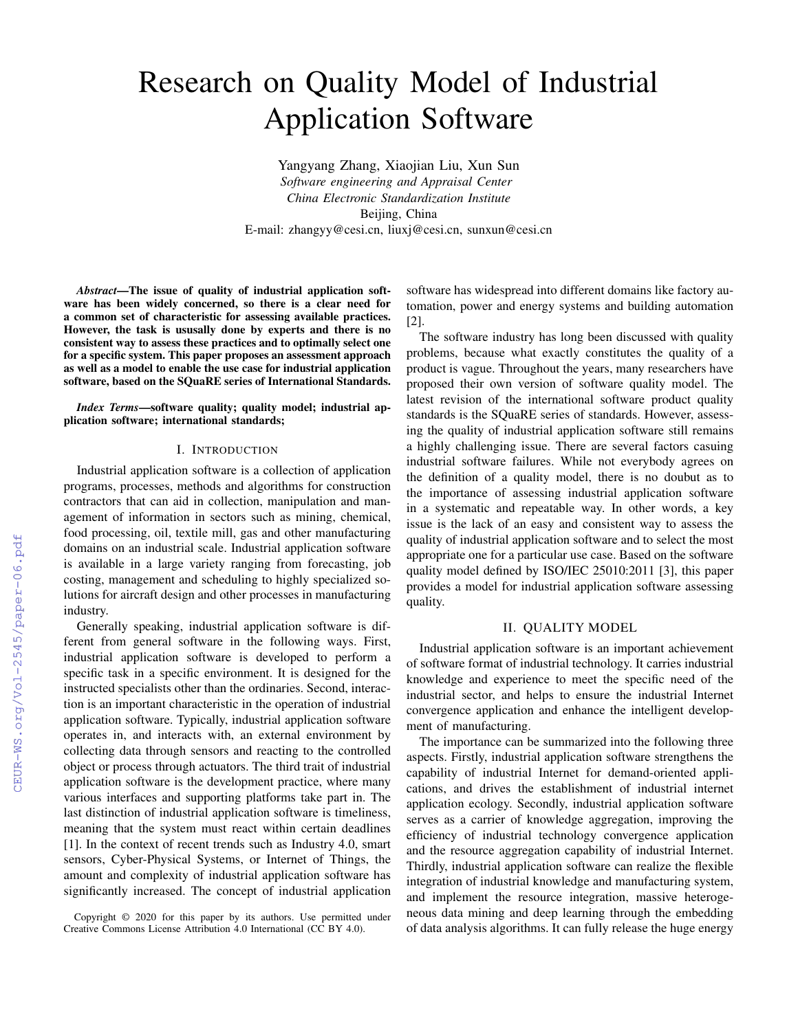# Research on Quality Model of Industrial Application Software

Yangyang Zhang, Xiaojian Liu, Xun Sun

*Software engineering and Appraisal Center*
*China Electronic Standardization Institute*
Beijing, China
E-mail: zhangyy@cesi.cn, liuxj@cesi.cn, sunxun@cesi.cn

***Abstract*—The issue of quality of industrial application software has been widely concerned, so there is a clear need for a common set of characteristic for assessing available practices. However, the task is ususally done by experts and there is no consistent way to assess these practices and to optimally select one for a specific system. This paper proposes an assessment approach as well as a model to enable the use case for industrial application software, based on the SQuaRE series of International Standards.**

***Index Terms*—software quality; quality model; industrial application software; international standards;**

## I. Introduction

Industrial application software is a collection of application programs, processes, methods and algorithms for construction contractors that can aid in collection, manipulation and management of information in sectors such as mining, chemical, food processing, oil, textile mill, gas and other manufacturing domains on an industrial scale. Industrial application software is available in a large variety ranging from forecasting, job costing, management and scheduling to highly specialized solutions for aircraft design and other processes in manufacturing industry.

Generally speaking, industrial application software is different from general software in the following ways. First, industrial application software is developed to perform a specific task in a specific environment. It is designed for the instructed specialists other than the ordinaries. Second, interaction is an important characteristic in the operation of industrial application software. Typically, industrial application software operates in, and interacts with, an external environment by collecting data through sensors and reacting to the controlled object or process through actuators. The third trait of industrial application software is the development practice, where many various interfaces and supporting platforms take part in. The last distinction of industrial application software is timeliness, meaning that the system must react within certain deadlines [1]. In the context of recent trends such as Industry 4.0, smart sensors, Cyber-Physical Systems, or Internet of Things, the amount and complexity of industrial application software has significantly increased. The concept of industrial application software has widespread into different domains like factory automation, power and energy systems and building automation [2].

The software industry has long been discussed with quality problems, because what exactly constitutes the quality of a product is vague. Throughout the years, many researchers have proposed their own version of software quality model. The latest revision of the international software product quality standards is the SQuaRE series of standards. However, assessing the quality of industrial application software still remains a highly challenging issue. There are several factors casuing industrial software failures. While not everybody agrees on the definition of a quality model, there is no doubt as to the importance of assessing industrial application software in a systematic and repeatable way. In other words, a key issue is the lack of an easy and consistent way to assess the quality of industrial application software and to select the most appropriate one for a particular use case. Based on the software quality model defined by ISO/IEC 25010:2011 [3], this paper provides a model for industrial application software assessing quality.

## II. Quality Model

Industrial application software is an important achievement of software format of industrial technology. It carries industrial knowledge and experience to meet the specific need of the industrial sector, and helps to ensure the industrial Internet convergence application and enhance the intelligent development of manufacturing.

The importance can be summarized into the following three aspects. Firstly, industrial application software strengthens the capability of industrial Internet for demand-oriented applications, and drives the establishment of industrial internet application ecology. Secondly, industrial application software serves as a carrier of knowledge aggregation, improving the efficiency of industrial technology convergence application and the resource aggregation capability of industrial Internet. Thirdly, industrial application software can realize the flexible integration of industrial knowledge and manufacturing system, and implement the resource integration, massive heterogeneous data mining and deep learning through the embedding of data analysis algorithms. It can fully release the huge energy

Copyright © 2020 for this paper by its authors. Use permitted under Creative Commons License Attribution 4.0 International (CC BY 4.0).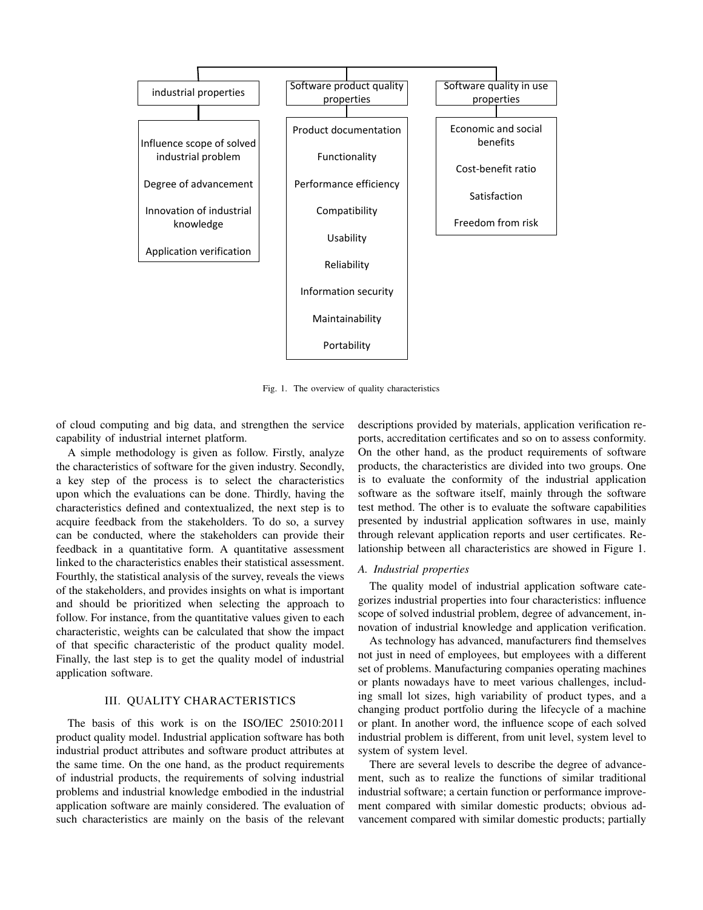- industrial properties
  - Influence scope of solved industrial problem
  - Degree of advancement
  - Innovation of industrial knowledge
  - Application verification
- Software product quality properties
  - Product documentation
  - Functionality
  - Performance efficiency
  - Compatibility
  - Usability
  - Reliability
  - Information security
  - Maintainability
  - Portability
- Software quality in use properties
  - Economic and social benefits
  - Cost-benefit ratio
  - Satisfaction
  - Freedom from risk

Fig. 1. The overview of quality characteristics

of cloud computing and big data, and strengthen the service capability of industrial internet platform.

A simple methodology is given as follow. Firstly, analyze the characteristics of software for the given industry. Secondly, a key step of the process is to select the characteristics upon which the evaluations can be done. Thirdly, having the characteristics defined and contextualized, the next step is to acquire feedback from the stakeholders. To do so, a survey can be conducted, where the stakeholders can provide their feedback in a quantitative form. A quantitative assessment linked to the characteristics enables their statistical assessment. Fourthly, the statistical analysis of the survey, reveals the views of the stakeholders, and provides insights on what is important and should be prioritized when selecting the approach to follow. For instance, from the quantitative values given to each characteristic, weights can be calculated that show the impact of that specific characteristic of the product quality model. Finally, the last step is to get the quality model of industrial application software.

## III. Quality Characteristics

The basis of this work is on the ISO/IEC 25010:2011 product quality model. Industrial application software has both industrial product attributes and software product attributes at the same time. On the one hand, as the product requirements of industrial products, the requirements of solving industrial problems and industrial knowledge embodied in the industrial application software are mainly considered. The evaluation of such characteristics are mainly on the basis of the relevant descriptions provided by materials, application verification reports, accreditation certificates and so on to assess conformity. On the other hand, as the product requirements of software products, the characteristics are divided into two groups. One is to evaluate the conformity of the industrial application software as the software itself, mainly through the software test method. The other is to evaluate the software capabilities presented by industrial application softwares in use, mainly through relevant application reports and user certificates. Relationship between all characteristics are showed in Figure 1.

### A. Industrial properties

The quality model of industrial application software categorizes industrial properties into four characteristics: influence scope of solved industrial problem, degree of advancement, innovation of industrial knowledge and application verification.

As technology has advanced, manufacturers find themselves not just in need of employees, but employees with a different set of problems. Manufacturing companies operating machines or plants nowadays have to meet various challenges, including small lot sizes, high variability of product types, and a changing product portfolio during the lifecycle of a machine or plant. In another word, the influence scope of each solved industrial problem is different, from unit level, system level to system of system level.

There are several levels to describe the degree of advancement, such as to realize the functions of similar traditional industrial software; a certain function or performance improvement compared with similar domestic products; obvious advancement compared with similar domestic products; partially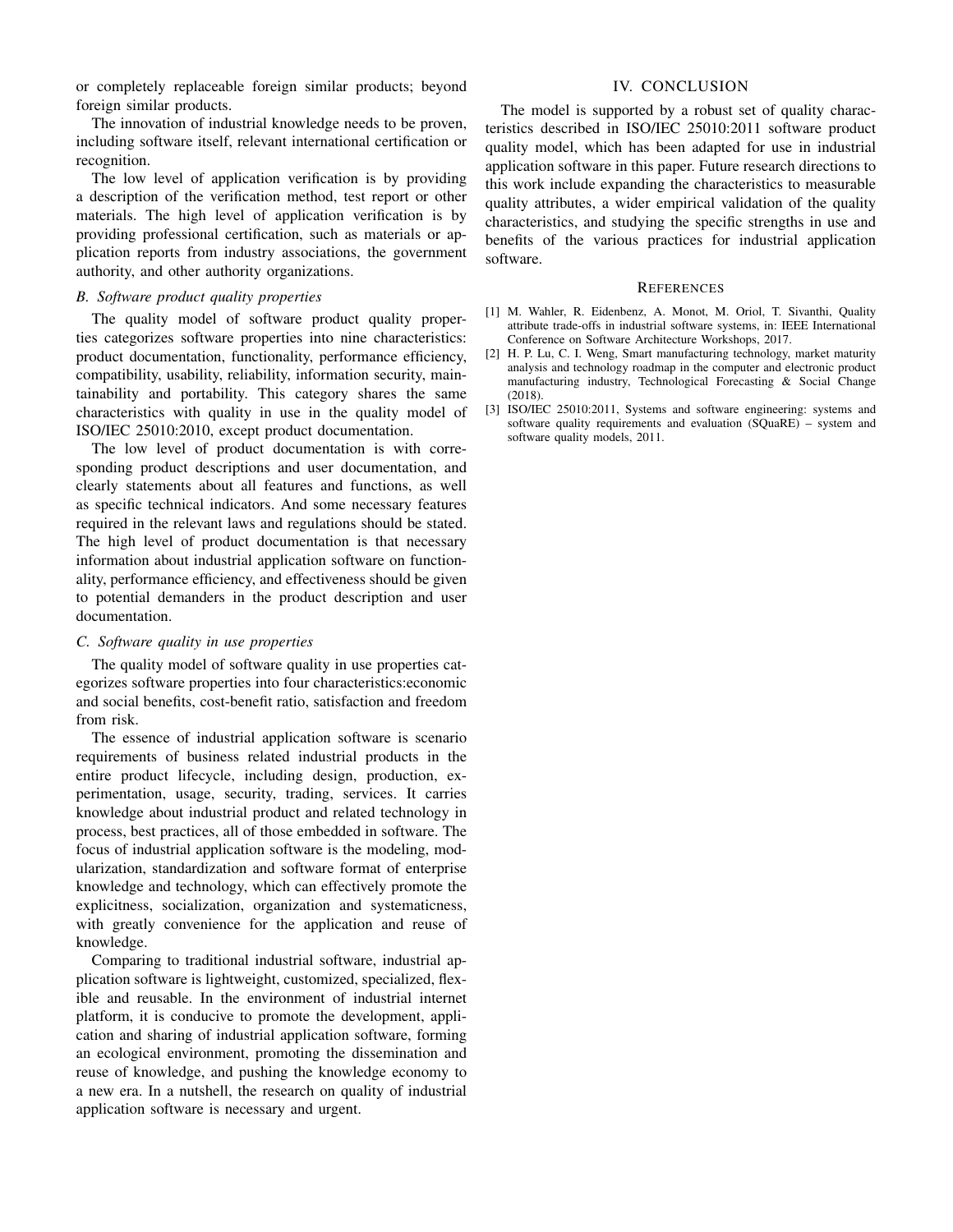or completely replaceable foreign similar products; beyond foreign similar products.

The innovation of industrial knowledge needs to be proven, including software itself, relevant international certification or recognition.

The low level of application verification is by providing a description of the verification method, test report or other materials. The high level of application verification is by providing professional certification, such as materials or application reports from industry associations, the government authority, and other authority organizations.

### *B. Software product quality properties*

The quality model of software product quality properties categorizes software properties into nine characteristics: product documentation, functionality, performance efficiency, compatibility, usability, reliability, information security, maintainability and portability. This category shares the same characteristics with quality in use in the quality model of ISO/IEC 25010:2010, except product documentation.

The low level of product documentation is with corresponding product descriptions and user documentation, and clearly statements about all features and functions, as well as specific technical indicators. And some necessary features required in the relevant laws and regulations should be stated. The high level of product documentation is that necessary information about industrial application software on functionality, performance efficiency, and effectiveness should be given to potential demanders in the product description and user documentation.

### *C. Software quality in use properties*

The quality model of software quality in use properties categorizes software properties into four characteristics:economic and social benefits, cost-benefit ratio, satisfaction and freedom from risk.

The essence of industrial application software is scenario requirements of business related industrial products in the entire product lifecycle, including design, production, experimentation, usage, security, trading, services. It carries knowledge about industrial product and related technology in process, best practices, all of those embedded in software. The focus of industrial application software is the modeling, modularization, standardization and software format of enterprise knowledge and technology, which can effectively promote the explicitness, socialization, organization and systematicness, with greatly convenience for the application and reuse of knowledge.

Comparing to traditional industrial software, industrial application software is lightweight, customized, specialized, flexible and reusable. In the environment of industrial internet platform, it is conducive to promote the development, application and sharing of industrial application software, forming an ecological environment, promoting the dissemination and reuse of knowledge, and pushing the knowledge economy to a new era. In a nutshell, the research on quality of industrial application software is necessary and urgent.

## IV. CONCLUSION

The model is supported by a robust set of quality characteristics described in ISO/IEC 25010:2011 software product quality model, which has been adapted for use in industrial application software in this paper. Future research directions to this work include expanding the characteristics to measurable quality attributes, a wider empirical validation of the quality characteristics, and studying the specific strengths in use and benefits of the various practices for industrial application software.

## REFERENCES

[1] M. Wahler, R. Eidenbenz, A. Monot, M. Oriol, T. Sivanthi, Quality attribute trade-offs in industrial software systems, in: IEEE International Conference on Software Architecture Workshops, 2017.

[2] H. P. Lu, C. I. Weng, Smart manufacturing technology, market maturity analysis and technology roadmap in the computer and electronic product manufacturing industry, Technological Forecasting & Social Change (2018).

[3] ISO/IEC 25010:2011, Systems and software engineering: systems and software quality requirements and evaluation (SQuaRE) – system and software quality models, 2011.